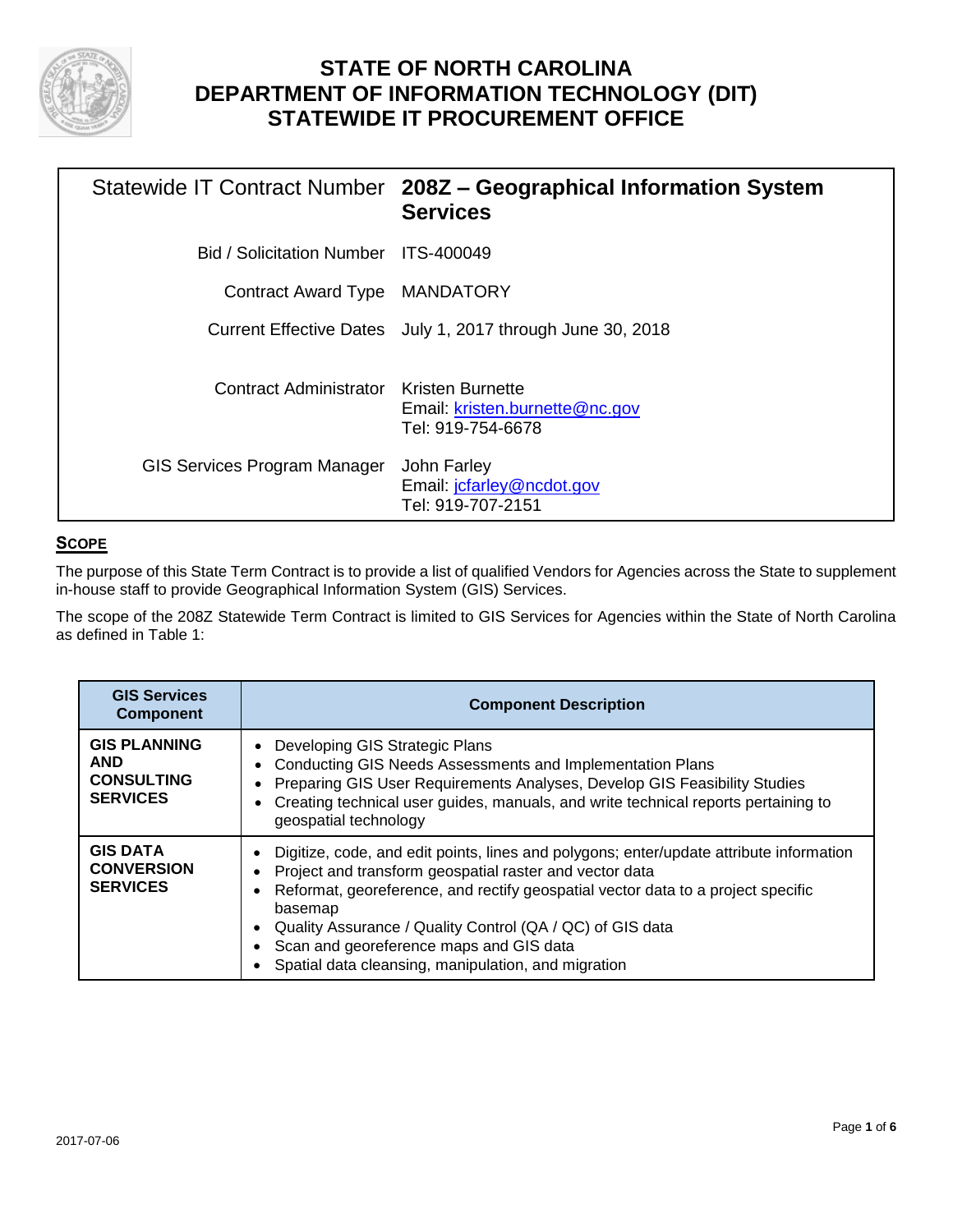# STATE OF NORTH CAROLINA
# DEPARTMENT OF INFORMATION TECHNOLOGY (DIT)
# STATEWIDE IT PROCUREMENT OFFICE

| | |
|---|---|
| Statewide IT Contract Number | **208Z – Geographical Information System Services** |
| Bid / Solicitation Number | ITS-400049 |
| Contract Award Type | MANDATORY |
| Current Effective Dates | July 1, 2017 through June 30, 2018 |
| Contract Administrator | Kristen Burnette<br>Email: kristen.burnette@nc.gov<br>Tel: 919-754-6678 |
| GIS Services Program Manager | John Farley<br>Email: jcfarley@ncdot.gov<br>Tel: 919-707-2151 |

## SCOPE

The purpose of this State Term Contract is to provide a list of qualified Vendors for Agencies across the State to supplement in-house staff to provide Geographical Information System (GIS) Services.

The scope of the 208Z Statewide Term Contract is limited to GIS Services for Agencies within the State of North Carolina as defined in Table 1:

| GIS Services Component | Component Description |
|---|---|
| **GIS PLANNING AND CONSULTING SERVICES** | • Developing GIS Strategic Plans<br>• Conducting GIS Needs Assessments and Implementation Plans<br>• Preparing GIS User Requirements Analyses, Develop GIS Feasibility Studies<br>• Creating technical user guides, manuals, and write technical reports pertaining to geospatial technology |
| **GIS DATA CONVERSION SERVICES** | • Digitize, code, and edit points, lines and polygons; enter/update attribute information<br>• Project and transform geospatial raster and vector data<br>• Reformat, georeference, and rectify geospatial vector data to a project specific basemap<br>• Quality Assurance / Quality Control (QA / QC) of GIS data<br>• Scan and georeference maps and GIS data<br>• Spatial data cleansing, manipulation, and migration |

2017-07-06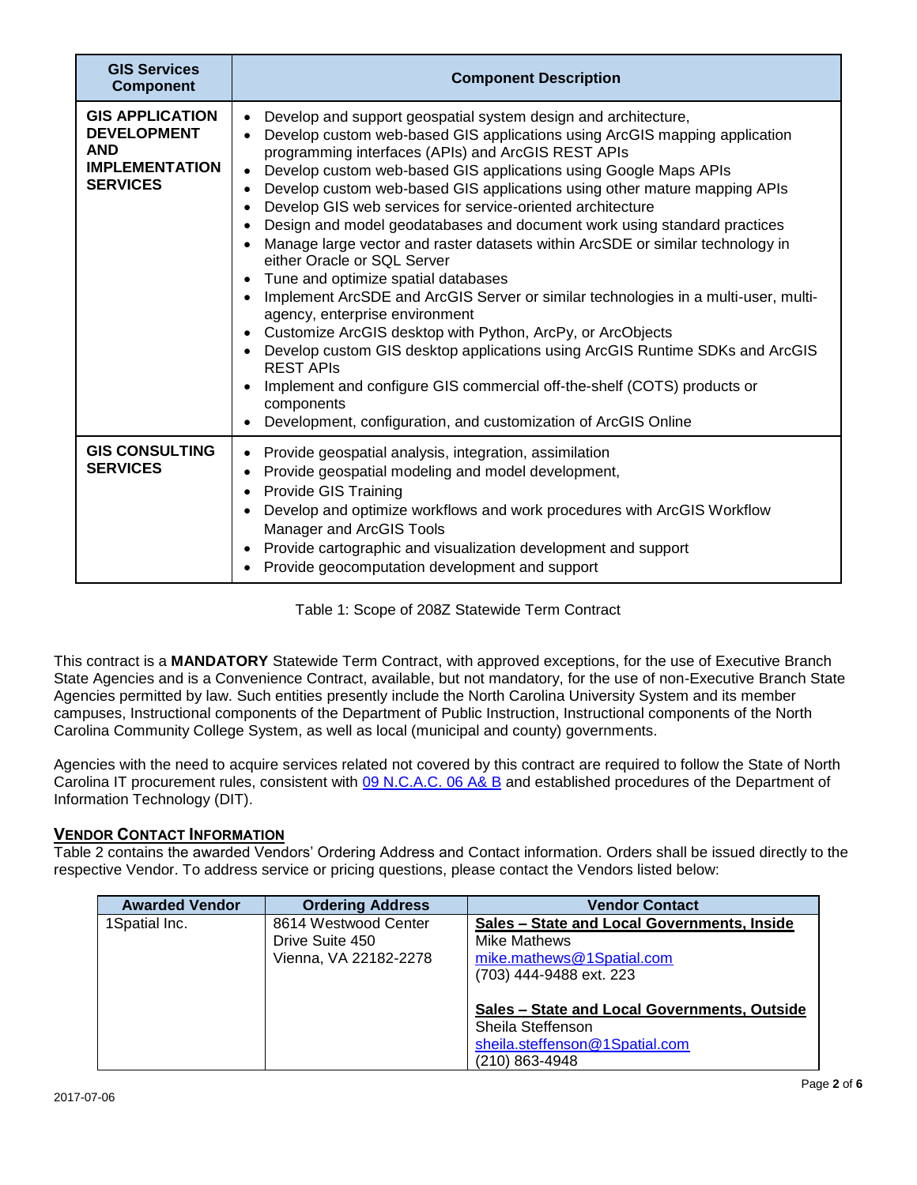| GIS Services Component | Component Description |
| --- | --- |
| **GIS APPLICATION DEVELOPMENT AND IMPLEMENTATION SERVICES** | • Develop and support geospatial system design and architecture,<br>• Develop custom web-based GIS applications using ArcGIS mapping application programming interfaces (APIs) and ArcGIS REST APIs<br>• Develop custom web-based GIS applications using Google Maps APIs<br>• Develop custom web-based GIS applications using other mature mapping APIs<br>• Develop GIS web services for service-oriented architecture<br>• Design and model geodatabases and document work using standard practices<br>• Manage large vector and raster datasets within ArcSDE or similar technology in either Oracle or SQL Server<br>• Tune and optimize spatial databases<br>• Implement ArcSDE and ArcGIS Server or similar technologies in a multi-user, multi-agency, enterprise environment<br>• Customize ArcGIS desktop with Python, ArcPy, or ArcObjects<br>• Develop custom GIS desktop applications using ArcGIS Runtime SDKs and ArcGIS REST APIs<br>• Implement and configure GIS commercial off-the-shelf (COTS) products or components<br>• Development, configuration, and customization of ArcGIS Online |
| **GIS CONSULTING SERVICES** | • Provide geospatial analysis, integration, assimilation<br>• Provide geospatial modeling and model development,<br>• Provide GIS Training<br>• Develop and optimize workflows and work procedures with ArcGIS Workflow Manager and ArcGIS Tools<br>• Provide cartographic and visualization development and support<br>• Provide geocomputation development and support |

Table 1: Scope of 208Z Statewide Term Contract

This contract is a **MANDATORY** Statewide Term Contract, with approved exceptions, for the use of Executive Branch State Agencies and is a Convenience Contract, available, but not mandatory, for the use of non-Executive Branch State Agencies permitted by law. Such entities presently include the North Carolina University System and its member campuses, Instructional components of the Department of Public Instruction, Instructional components of the North Carolina Community College System, as well as local (municipal and county) governments.

Agencies with the need to acquire services related not covered by this contract are required to follow the State of North Carolina IT procurement rules, consistent with 09 N.C.A.C. 06 A& B and established procedures of the Department of Information Technology (DIT).

## VENDOR CONTACT INFORMATION

Table 2 contains the awarded Vendors' Ordering Address and Contact information. Orders shall be issued directly to the respective Vendor. To address service or pricing questions, please contact the Vendors listed below:

| Awarded Vendor | Ordering Address | Vendor Contact |
| --- | --- | --- |
| 1Spatial Inc. | 8614 Westwood Center Drive Suite 450<br>Vienna, VA 22182-2278 | **Sales – State and Local Governments, Inside**<br>Mike Mathews<br>mike.mathews@1Spatial.com<br>(703) 444-9488 ext. 223<br><br>**Sales – State and Local Governments, Outside**<br>Sheila Steffenson<br>sheila.steffenson@1Spatial.com<br>(210) 863-4948 |

2017-07-06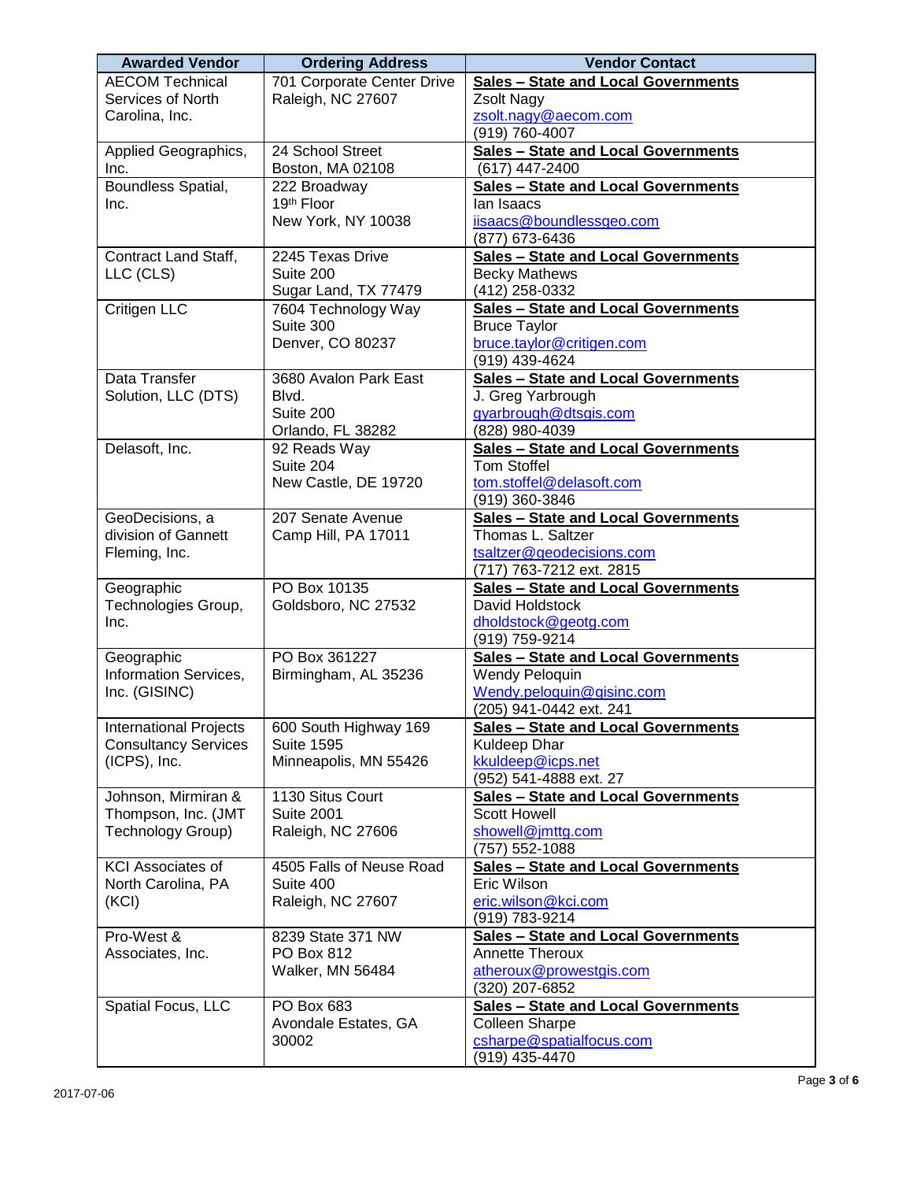| Awarded Vendor | Ordering Address | Vendor Contact |
|---|---|---|
| AECOM Technical Services of North Carolina, Inc. | 701 Corporate Center Drive<br>Raleigh, NC 27607 | **Sales – State and Local Governments**<br>Zsolt Nagy<br>zsolt.nagy@aecom.com<br>(919) 760-4007 |
| Applied Geographics, Inc. | 24 School Street<br>Boston, MA 02108 | **Sales – State and Local Governments**<br>(617) 447-2400 |
| Boundless Spatial, Inc. | 222 Broadway<br>19th Floor<br>New York, NY 10038 | **Sales – State and Local Governments**<br>Ian Isaacs<br>iisaacs@boundlessgeo.com<br>(877) 673-6436 |
| Contract Land Staff, LLC (CLS) | 2245 Texas Drive<br>Suite 200<br>Sugar Land, TX 77479 | **Sales – State and Local Governments**<br>Becky Mathews<br>(412) 258-0332 |
| Critigen LLC | 7604 Technology Way<br>Suite 300<br>Denver, CO 80237 | **Sales – State and Local Governments**<br>Bruce Taylor<br>bruce.taylor@critigen.com<br>(919) 439-4624 |
| Data Transfer Solution, LLC (DTS) | 3680 Avalon Park East Blvd.<br>Suite 200<br>Orlando, FL 38282 | **Sales – State and Local Governments**<br>J. Greg Yarbrough<br>gyarbrough@dtsgis.com<br>(828) 980-4039 |
| Delasoft, Inc. | 92 Reads Way<br>Suite 204<br>New Castle, DE 19720 | **Sales – State and Local Governments**<br>Tom Stoffel<br>tom.stoffel@delasoft.com<br>(919) 360-3846 |
| GeoDecisions, a division of Gannett Fleming, Inc. | 207 Senate Avenue<br>Camp Hill, PA 17011 | **Sales – State and Local Governments**<br>Thomas L. Saltzer<br>tsaltzer@geodecisions.com<br>(717) 763-7212 ext. 2815 |
| Geographic Technologies Group, Inc. | PO Box 10135<br>Goldsboro, NC 27532 | **Sales – State and Local Governments**<br>David Holdstock<br>dholdstock@geotg.com<br>(919) 759-9214 |
| Geographic Information Services, Inc. (GISINC) | PO Box 361227<br>Birmingham, AL 35236 | **Sales – State and Local Governments**<br>Wendy Peloquin<br>Wendy.peloquin@gisinc.com<br>(205) 941-0442 ext. 241 |
| International Projects Consultancy Services (ICPS), Inc. | 600 South Highway 169<br>Suite 1595<br>Minneapolis, MN 55426 | **Sales – State and Local Governments**<br>Kuldeep Dhar<br>kkuldeep@icps.net<br>(952) 541-4888 ext. 27 |
| Johnson, Mirmiran & Thompson, Inc. (JMT Technology Group) | 1130 Situs Court<br>Suite 2001<br>Raleigh, NC 27606 | **Sales – State and Local Governments**<br>Scott Howell<br>showell@jmttg.com<br>(757) 552-1088 |
| KCI Associates of North Carolina, PA (KCI) | 4505 Falls of Neuse Road<br>Suite 400<br>Raleigh, NC 27607 | **Sales – State and Local Governments**<br>Eric Wilson<br>eric.wilson@kci.com<br>(919) 783-9214 |
| Pro-West & Associates, Inc. | 8239 State 371 NW<br>PO Box 812<br>Walker, MN 56484 | **Sales – State and Local Governments**<br>Annette Theroux<br>atheroux@prowestgis.com<br>(320) 207-6852 |
| Spatial Focus, LLC | PO Box 683<br>Avondale Estates, GA 30002 | **Sales – State and Local Governments**<br>Colleen Sharpe<br>csharpe@spatialfocus.com<br>(919) 435-4470 |

2017-07-06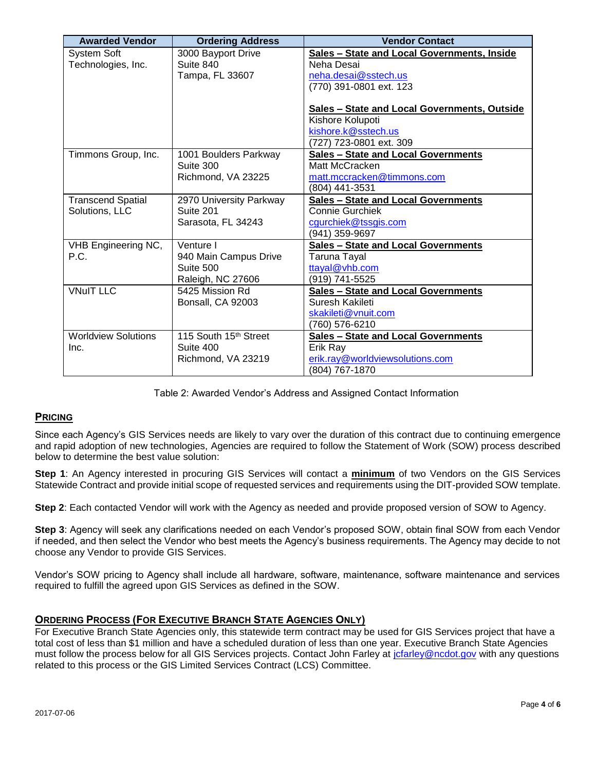| Awarded Vendor | Ordering Address | Vendor Contact |
|---|---|---|
| System Soft Technologies, Inc. | 3000 Bayport Drive<br>Suite 840<br>Tampa, FL 33607 | **Sales – State and Local Governments, Inside**<br>Neha Desai<br>neha.desai@sstech.us<br>(770) 391-0801 ext. 123<br><br>**Sales – State and Local Governments, Outside**<br>Kishore Kolupoti<br>kishore.k@sstech.us<br>(727) 723-0801 ext. 309 |
| Timmons Group, Inc. | 1001 Boulders Parkway<br>Suite 300<br>Richmond, VA 23225 | **Sales – State and Local Governments**<br>Matt McCracken<br>matt.mccracken@timmons.com<br>(804) 441-3531 |
| Transcend Spatial Solutions, LLC | 2970 University Parkway<br>Suite 201<br>Sarasota, FL 34243 | **Sales – State and Local Governments**<br>Connie Gurchiek<br>cgurchiek@tssgis.com<br>(941) 359-9697 |
| VHB Engineering NC, P.C. | Venture I<br>940 Main Campus Drive<br>Suite 500<br>Raleigh, NC 27606 | **Sales – State and Local Governments**<br>Taruna Tayal<br>ttayal@vhb.com<br>(919) 741-5525 |
| VNuIT LLC | 5425 Mission Rd<br>Bonsall, CA 92003 | **Sales – State and Local Governments**<br>Suresh Kakileti<br>skakileti@vnuit.com<br>(760) 576-6210 |
| Worldview Solutions Inc. | 115 South 15th Street<br>Suite 400<br>Richmond, VA 23219 | **Sales – State and Local Governments**<br>Erik Ray<br>erik.ray@worldviewsolutions.com<br>(804) 767-1870 |

Table 2: Awarded Vendor's Address and Assigned Contact Information

## PRICING

Since each Agency's GIS Services needs are likely to vary over the duration of this contract due to continuing emergence and rapid adoption of new technologies, Agencies are required to follow the Statement of Work (SOW) process described below to determine the best value solution:

**Step 1**: An Agency interested in procuring GIS Services will contact a **minimum** of two Vendors on the GIS Services Statewide Contract and provide initial scope of requested services and requirements using the DIT-provided SOW template.

**Step 2**: Each contacted Vendor will work with the Agency as needed and provide proposed version of SOW to Agency.

**Step 3**: Agency will seek any clarifications needed on each Vendor's proposed SOW, obtain final SOW from each Vendor if needed, and then select the Vendor who best meets the Agency's business requirements. The Agency may decide to not choose any Vendor to provide GIS Services.

Vendor's SOW pricing to Agency shall include all hardware, software, maintenance, software maintenance and services required to fulfill the agreed upon GIS Services as defined in the SOW.

## ORDERING PROCESS (FOR EXECUTIVE BRANCH STATE AGENCIES ONLY)

For Executive Branch State Agencies only, this statewide term contract may be used for GIS Services project that have a total cost of less than $1 million and have a scheduled duration of less than one year. Executive Branch State Agencies must follow the process below for all GIS Services projects. Contact John Farley at jcfarley@ncdot.gov with any questions related to this process or the GIS Limited Services Contract (LCS) Committee.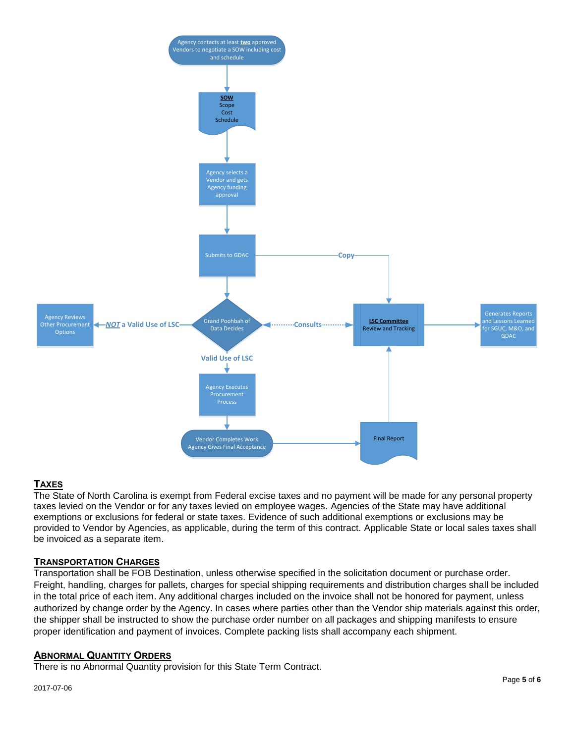Agency contacts at least **two** approved Vendors to negotiate a SOW including cost and schedule

**SOW**
Scope
Cost
Schedule

Agency selects a Vendor and gets Agency funding approval

Submits to GDAC

Copy

Agency Reviews Other Procurement Options

***NOT*** a Valid Use of LSC

Grand Poohbah of Data Decides

Consults

**LSC Committee**
Review and Tracking

Generates Reports and Lessons Learned for SGUC, M&O, and GDAC

Valid Use of LSC

Agency Executes Procurement Process

Vendor Completes Work
Agency Gives Final Acceptance

Final Report

## TAXES

The State of North Carolina is exempt from Federal excise taxes and no payment will be made for any personal property taxes levied on the Vendor or for any taxes levied on employee wages. Agencies of the State may have additional exemptions or exclusions for federal or state taxes. Evidence of such additional exemptions or exclusions may be provided to Vendor by Agencies, as applicable, during the term of this contract. Applicable State or local sales taxes shall be invoiced as a separate item.

## TRANSPORTATION CHARGES

Transportation shall be FOB Destination, unless otherwise specified in the solicitation document or purchase order. Freight, handling, charges for pallets, charges for special shipping requirements and distribution charges shall be included in the total price of each item. Any additional charges included on the invoice shall not be honored for payment, unless authorized by change order by the Agency. In cases where parties other than the Vendor ship materials against this order, the shipper shall be instructed to show the purchase order number on all packages and shipping manifests to ensure proper identification and payment of invoices. Complete packing lists shall accompany each shipment.

## ABNORMAL QUANTITY ORDERS

There is no Abnormal Quantity provision for this State Term Contract.

2017-07-06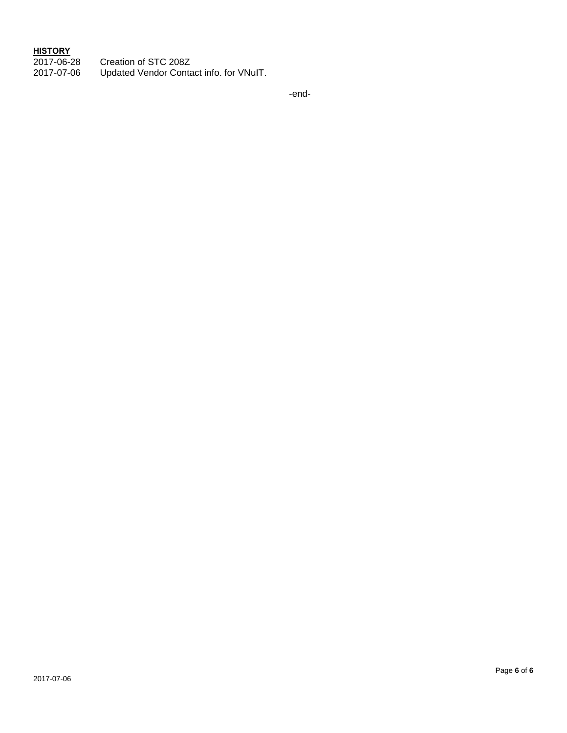**HISTORY**

| | |
|---|---|
| 2017-06-28 | Creation of STC 208Z |
| 2017-07-06 | Updated Vendor Contact info. for VNuIT. |

-end-